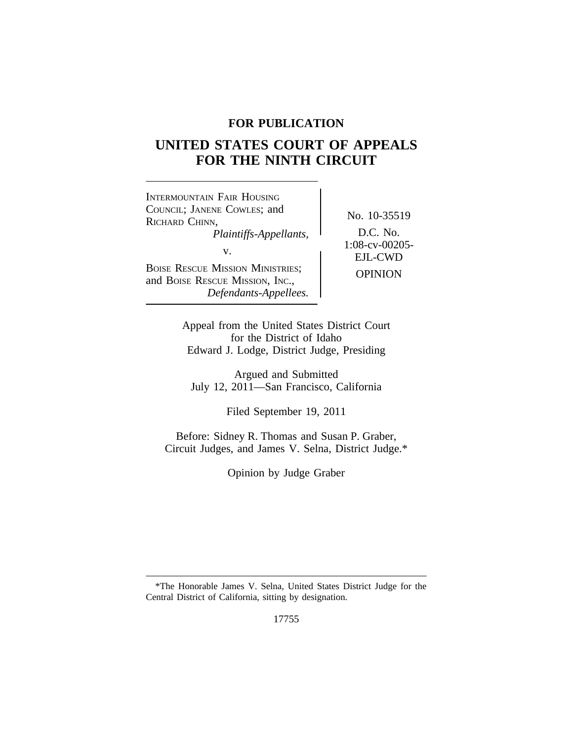**FOR PUBLICATION**

# UNITED STATES COURT OF APPEALS FOR THE NINTH CIRCUIT

| | |
|---|---|
| INTERMOUNTAIN FAIR HOUSING COUNCIL; JANENE COWLES; and RICHARD CHINN, *Plaintiffs-Appellants,* v. BOISE RESCUE MISSION MINISTRIES; and BOISE RESCUE MISSION, INC., *Defendants-Appellees.* | No. 10-35519 D.C. No. 1:08-cv-00205-EJL-CWD OPINION |

Appeal from the United States District Court for the District of Idaho
Edward J. Lodge, District Judge, Presiding

Argued and Submitted
July 12, 2011—San Francisco, California

Filed September 19, 2011

Before: Sidney R. Thomas and Susan P. Graber, Circuit Judges, and James V. Selna, District Judge.*

Opinion by Judge Graber

---

*The Honorable James V. Selna, United States District Judge for the Central District of California, sitting by designation.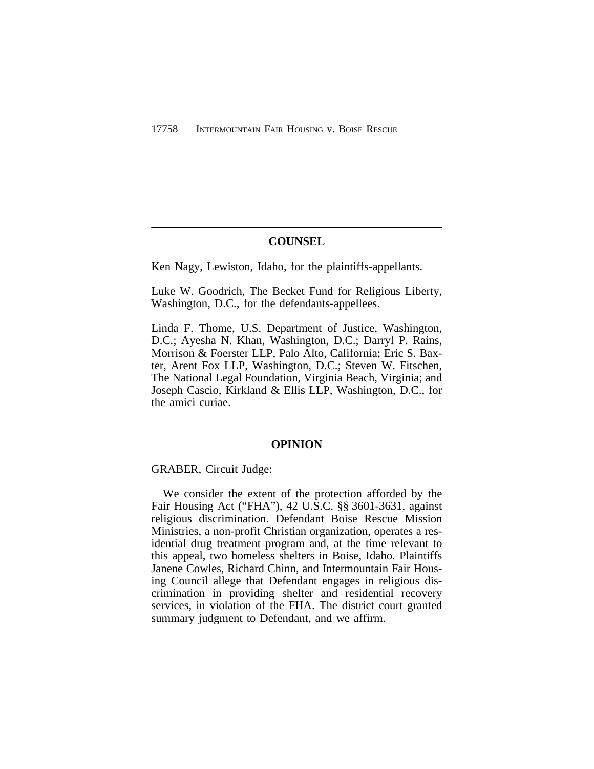## COUNSEL

Ken Nagy, Lewiston, Idaho, for the plaintiffs-appellants.

Luke W. Goodrich, The Becket Fund for Religious Liberty, Washington, D.C., for the defendants-appellees.

Linda F. Thome, U.S. Department of Justice, Washington, D.C.; Ayesha N. Khan, Washington, D.C.; Darryl P. Rains, Morrison & Foerster LLP, Palo Alto, California; Eric S. Baxter, Arent Fox LLP, Washington, D.C.; Steven W. Fitschen, The National Legal Foundation, Virginia Beach, Virginia; and Joseph Cascio, Kirkland & Ellis LLP, Washington, D.C., for the amici curiae.

## OPINION

GRABER, Circuit Judge:

We consider the extent of the protection afforded by the Fair Housing Act ("FHA"), 42 U.S.C. §§ 3601-3631, against religious discrimination. Defendant Boise Rescue Mission Ministries, a non-profit Christian organization, operates a residential drug treatment program and, at the time relevant to this appeal, two homeless shelters in Boise, Idaho. Plaintiffs Janene Cowles, Richard Chinn, and Intermountain Fair Housing Council allege that Defendant engages in religious discrimination in providing shelter and residential recovery services, in violation of the FHA. The district court granted summary judgment to Defendant, and we affirm.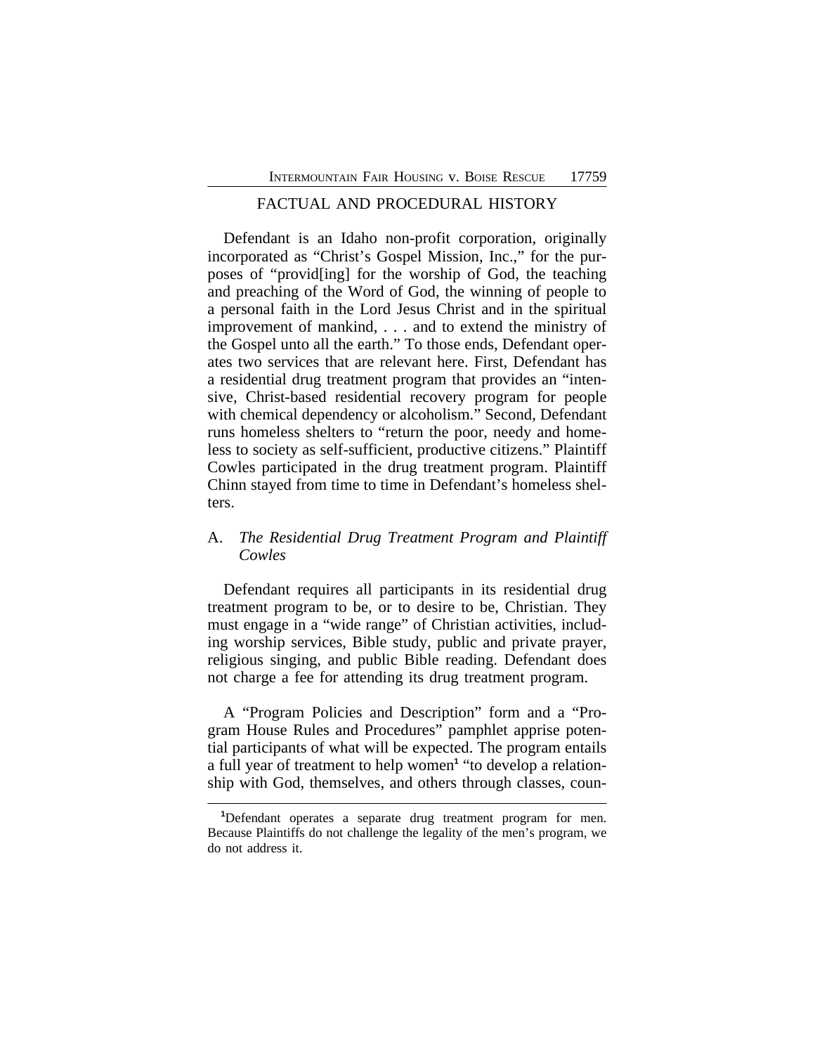## FACTUAL AND PROCEDURAL HISTORY

Defendant is an Idaho non-profit corporation, originally incorporated as "Christ's Gospel Mission, Inc.," for the purposes of "provid[ing] for the worship of God, the teaching and preaching of the Word of God, the winning of people to a personal faith in the Lord Jesus Christ and in the spiritual improvement of mankind, . . . and to extend the ministry of the Gospel unto all the earth." To those ends, Defendant operates two services that are relevant here. First, Defendant has a residential drug treatment program that provides an "intensive, Christ-based residential recovery program for people with chemical dependency or alcoholism." Second, Defendant runs homeless shelters to "return the poor, needy and homeless to society as self-sufficient, productive citizens." Plaintiff Cowles participated in the drug treatment program. Plaintiff Chinn stayed from time to time in Defendant's homeless shelters.

### A. *The Residential Drug Treatment Program and Plaintiff Cowles*

Defendant requires all participants in its residential drug treatment program to be, or to desire to be, Christian. They must engage in a "wide range" of Christian activities, including worship services, Bible study, public and private prayer, religious singing, and public Bible reading. Defendant does not charge a fee for attending its drug treatment program.

A "Program Policies and Description" form and a "Program House Rules and Procedures" pamphlet apprise potential participants of what will be expected. The program entails a full year of treatment to help women[1] "to develop a relationship with God, themselves, and others through classes, coun-

[1]Defendant operates a separate drug treatment program for men. Because Plaintiffs do not challenge the legality of the men's program, we do not address it.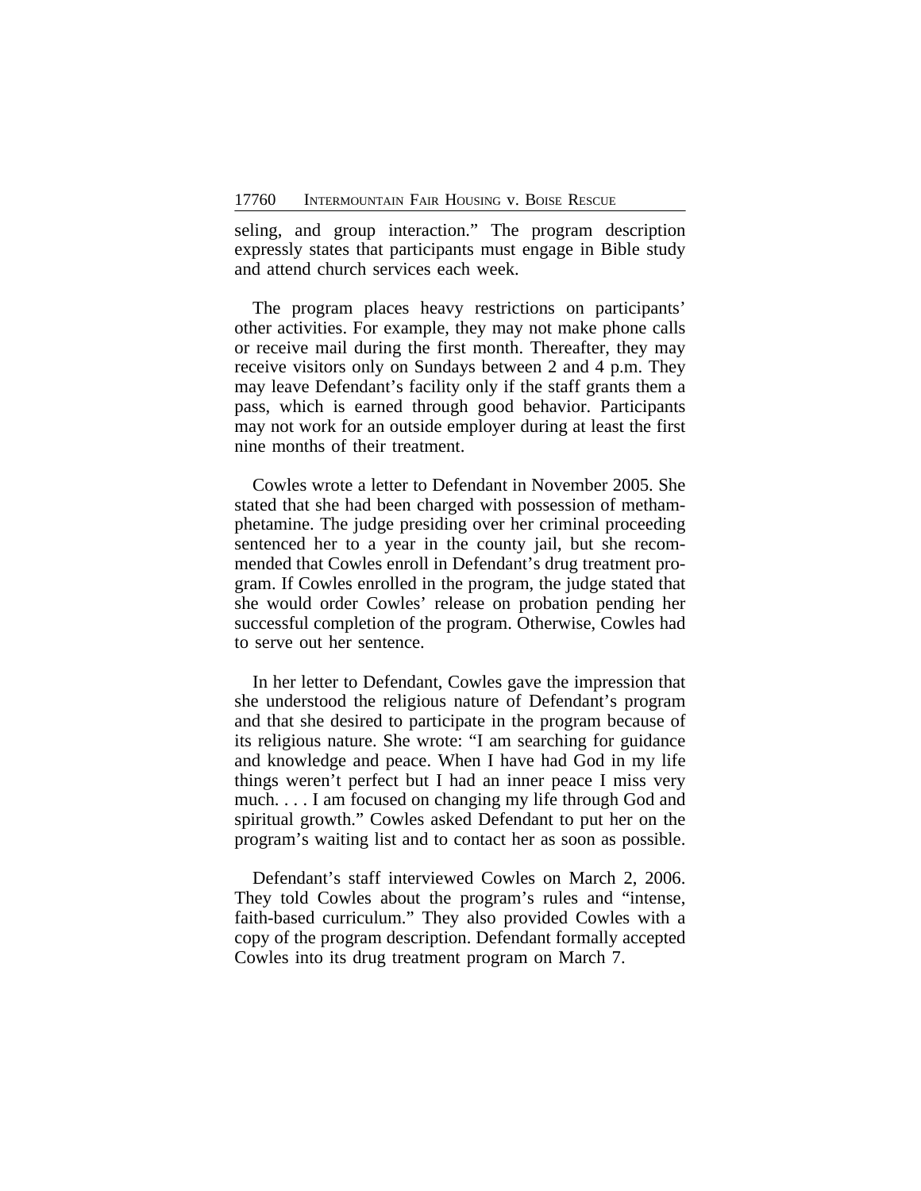seling, and group interaction." The program description expressly states that participants must engage in Bible study and attend church services each week.

The program places heavy restrictions on participants' other activities. For example, they may not make phone calls or receive mail during the first month. Thereafter, they may receive visitors only on Sundays between 2 and 4 p.m. They may leave Defendant's facility only if the staff grants them a pass, which is earned through good behavior. Participants may not work for an outside employer during at least the first nine months of their treatment.

Cowles wrote a letter to Defendant in November 2005. She stated that she had been charged with possession of methamphetamine. The judge presiding over her criminal proceeding sentenced her to a year in the county jail, but she recommended that Cowles enroll in Defendant's drug treatment program. If Cowles enrolled in the program, the judge stated that she would order Cowles' release on probation pending her successful completion of the program. Otherwise, Cowles had to serve out her sentence.

In her letter to Defendant, Cowles gave the impression that she understood the religious nature of Defendant's program and that she desired to participate in the program because of its religious nature. She wrote: "I am searching for guidance and knowledge and peace. When I have had God in my life things weren't perfect but I had an inner peace I miss very much. . . . I am focused on changing my life through God and spiritual growth." Cowles asked Defendant to put her on the program's waiting list and to contact her as soon as possible.

Defendant's staff interviewed Cowles on March 2, 2006. They told Cowles about the program's rules and "intense, faith-based curriculum." They also provided Cowles with a copy of the program description. Defendant formally accepted Cowles into its drug treatment program on March 7.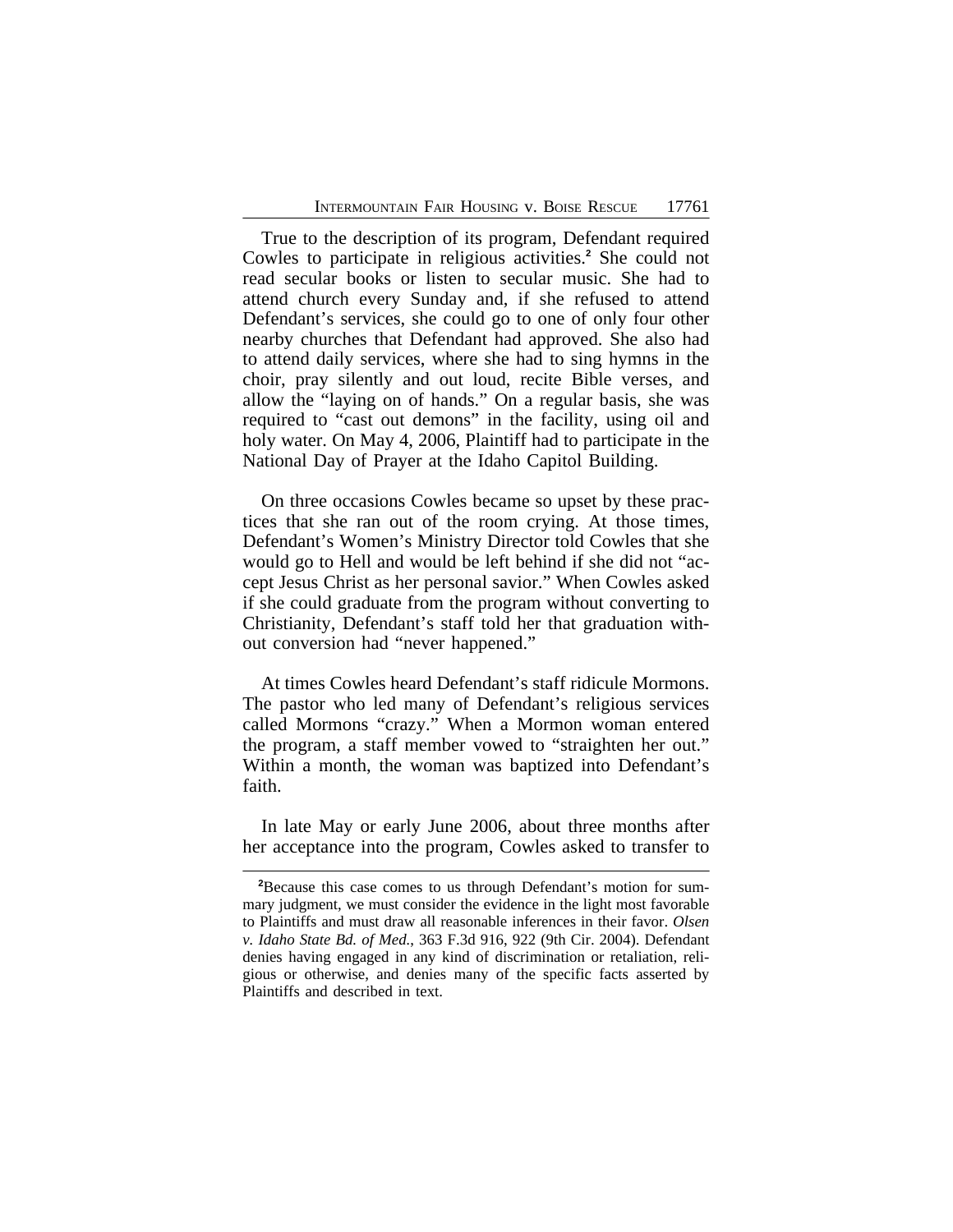True to the description of its program, Defendant required Cowles to participate in religious activities.[2] She could not read secular books or listen to secular music. She had to attend church every Sunday and, if she refused to attend Defendant's services, she could go to one of only four other nearby churches that Defendant had approved. She also had to attend daily services, where she had to sing hymns in the choir, pray silently and out loud, recite Bible verses, and allow the "laying on of hands." On a regular basis, she was required to "cast out demons" in the facility, using oil and holy water. On May 4, 2006, Plaintiff had to participate in the National Day of Prayer at the Idaho Capitol Building.

On three occasions Cowles became so upset by these practices that she ran out of the room crying. At those times, Defendant's Women's Ministry Director told Cowles that she would go to Hell and would be left behind if she did not "accept Jesus Christ as her personal savior." When Cowles asked if she could graduate from the program without converting to Christianity, Defendant's staff told her that graduation without conversion had "never happened."

At times Cowles heard Defendant's staff ridicule Mormons. The pastor who led many of Defendant's religious services called Mormons "crazy." When a Mormon woman entered the program, a staff member vowed to "straighten her out." Within a month, the woman was baptized into Defendant's faith.

In late May or early June 2006, about three months after her acceptance into the program, Cowles asked to transfer to

[2]Because this case comes to us through Defendant's motion for summary judgment, we must consider the evidence in the light most favorable to Plaintiffs and must draw all reasonable inferences in their favor. *Olsen v. Idaho State Bd. of Med.*, 363 F.3d 916, 922 (9th Cir. 2004). Defendant denies having engaged in any kind of discrimination or retaliation, religious or otherwise, and denies many of the specific facts asserted by Plaintiffs and described in text.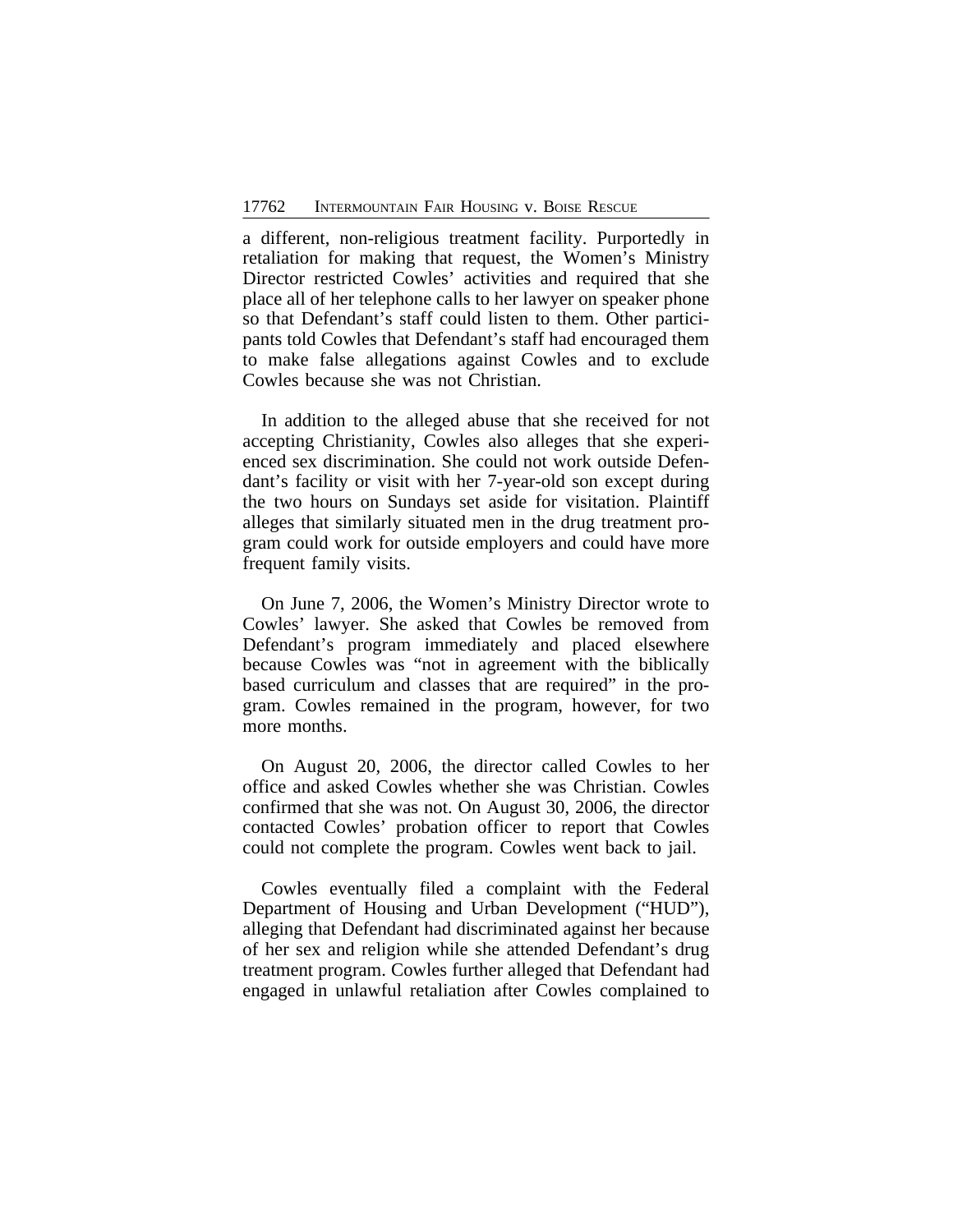a different, non-religious treatment facility. Purportedly in retaliation for making that request, the Women's Ministry Director restricted Cowles' activities and required that she place all of her telephone calls to her lawyer on speaker phone so that Defendant's staff could listen to them. Other participants told Cowles that Defendant's staff had encouraged them to make false allegations against Cowles and to exclude Cowles because she was not Christian.

In addition to the alleged abuse that she received for not accepting Christianity, Cowles also alleges that she experienced sex discrimination. She could not work outside Defendant's facility or visit with her 7-year-old son except during the two hours on Sundays set aside for visitation. Plaintiff alleges that similarly situated men in the drug treatment program could work for outside employers and could have more frequent family visits.

On June 7, 2006, the Women's Ministry Director wrote to Cowles' lawyer. She asked that Cowles be removed from Defendant's program immediately and placed elsewhere because Cowles was "not in agreement with the biblically based curriculum and classes that are required" in the program. Cowles remained in the program, however, for two more months.

On August 20, 2006, the director called Cowles to her office and asked Cowles whether she was Christian. Cowles confirmed that she was not. On August 30, 2006, the director contacted Cowles' probation officer to report that Cowles could not complete the program. Cowles went back to jail.

Cowles eventually filed a complaint with the Federal Department of Housing and Urban Development ("HUD"), alleging that Defendant had discriminated against her because of her sex and religion while she attended Defendant's drug treatment program. Cowles further alleged that Defendant had engaged in unlawful retaliation after Cowles complained to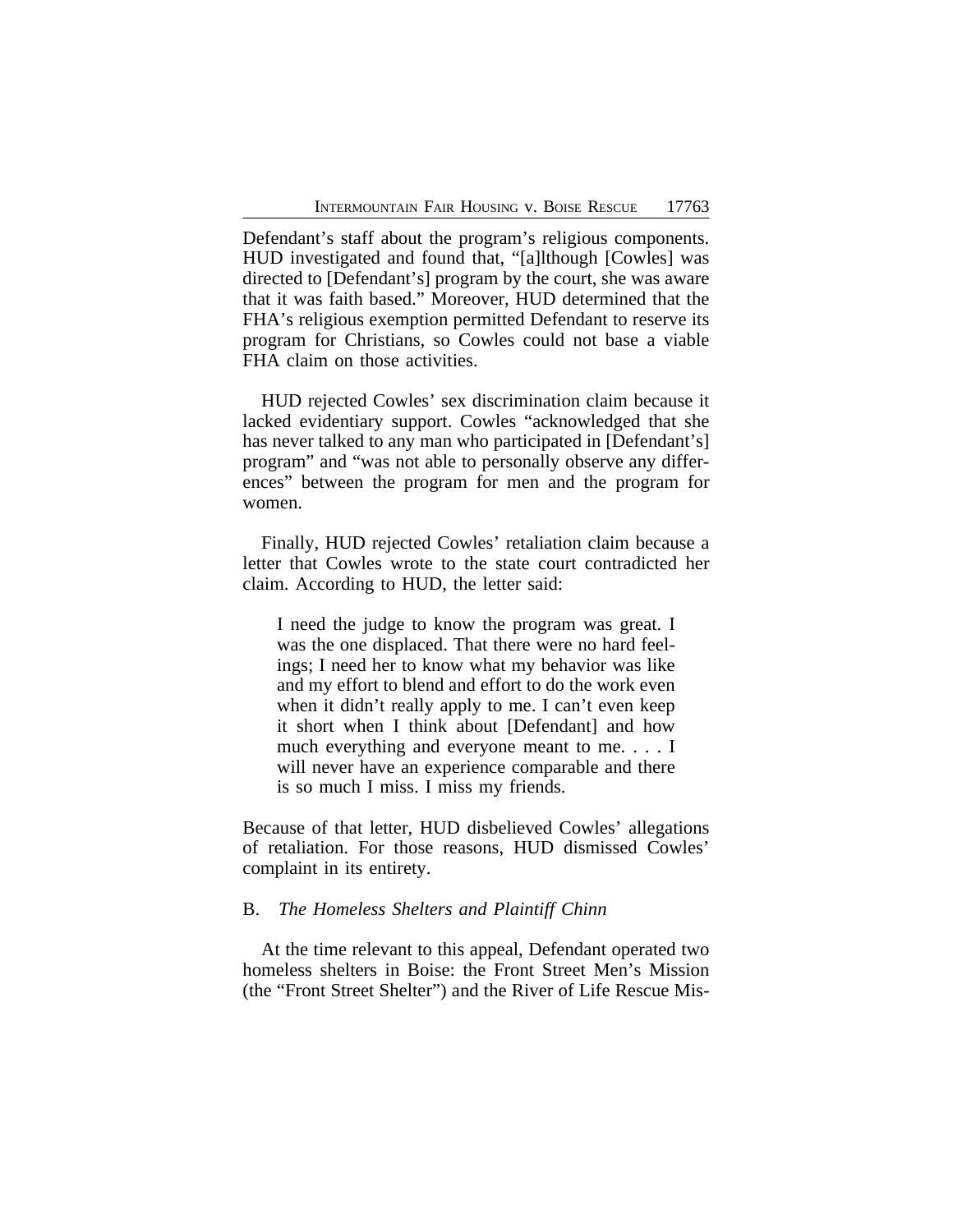Defendant's staff about the program's religious components. HUD investigated and found that, "[a]lthough [Cowles] was directed to [Defendant's] program by the court, she was aware that it was faith based." Moreover, HUD determined that the FHA's religious exemption permitted Defendant to reserve its program for Christians, so Cowles could not base a viable FHA claim on those activities.

HUD rejected Cowles' sex discrimination claim because it lacked evidentiary support. Cowles "acknowledged that she has never talked to any man who participated in [Defendant's] program" and "was not able to personally observe any differences" between the program for men and the program for women.

Finally, HUD rejected Cowles' retaliation claim because a letter that Cowles wrote to the state court contradicted her claim. According to HUD, the letter said:

> I need the judge to know the program was great. I was the one displaced. That there were no hard feelings; I need her to know what my behavior was like and my effort to blend and effort to do the work even when it didn't really apply to me. I can't even keep it short when I think about [Defendant] and how much everything and everyone meant to me. . . . I will never have an experience comparable and there is so much I miss. I miss my friends.

Because of that letter, HUD disbelieved Cowles' allegations of retaliation. For those reasons, HUD dismissed Cowles' complaint in its entirety.

### B. *The Homeless Shelters and Plaintiff Chinn*

At the time relevant to this appeal, Defendant operated two homeless shelters in Boise: the Front Street Men's Mission (the "Front Street Shelter") and the River of Life Rescue Mis-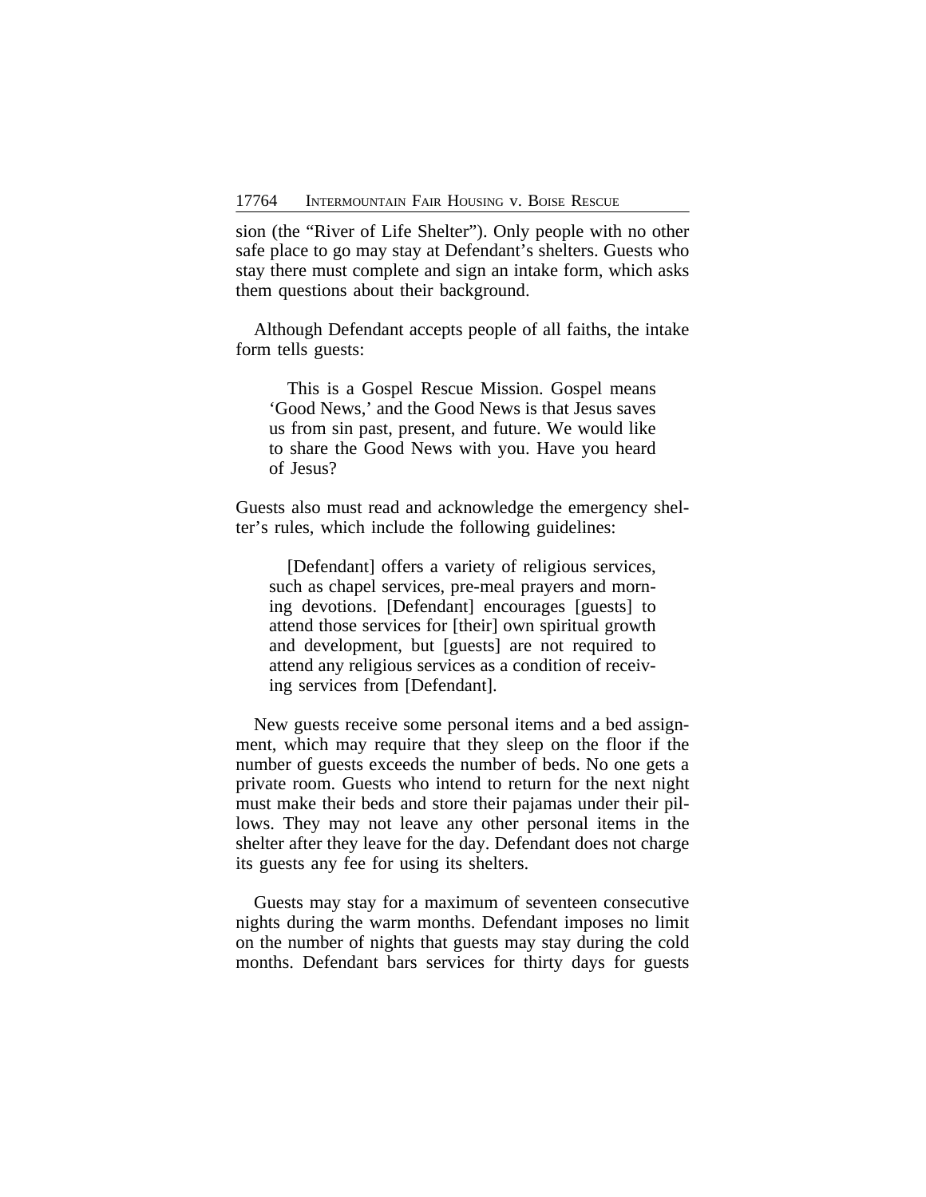sion (the "River of Life Shelter"). Only people with no other safe place to go may stay at Defendant's shelters. Guests who stay there must complete and sign an intake form, which asks them questions about their background.

Although Defendant accepts people of all faiths, the intake form tells guests:

> This is a Gospel Rescue Mission. Gospel means 'Good News,' and the Good News is that Jesus saves us from sin past, present, and future. We would like to share the Good News with you. Have you heard of Jesus?

Guests also must read and acknowledge the emergency shelter's rules, which include the following guidelines:

> [Defendant] offers a variety of religious services, such as chapel services, pre-meal prayers and morning devotions. [Defendant] encourages [guests] to attend those services for [their] own spiritual growth and development, but [guests] are not required to attend any religious services as a condition of receiving services from [Defendant].

New guests receive some personal items and a bed assignment, which may require that they sleep on the floor if the number of guests exceeds the number of beds. No one gets a private room. Guests who intend to return for the next night must make their beds and store their pajamas under their pillows. They may not leave any other personal items in the shelter after they leave for the day. Defendant does not charge its guests any fee for using its shelters.

Guests may stay for a maximum of seventeen consecutive nights during the warm months. Defendant imposes no limit on the number of nights that guests may stay during the cold months. Defendant bars services for thirty days for guests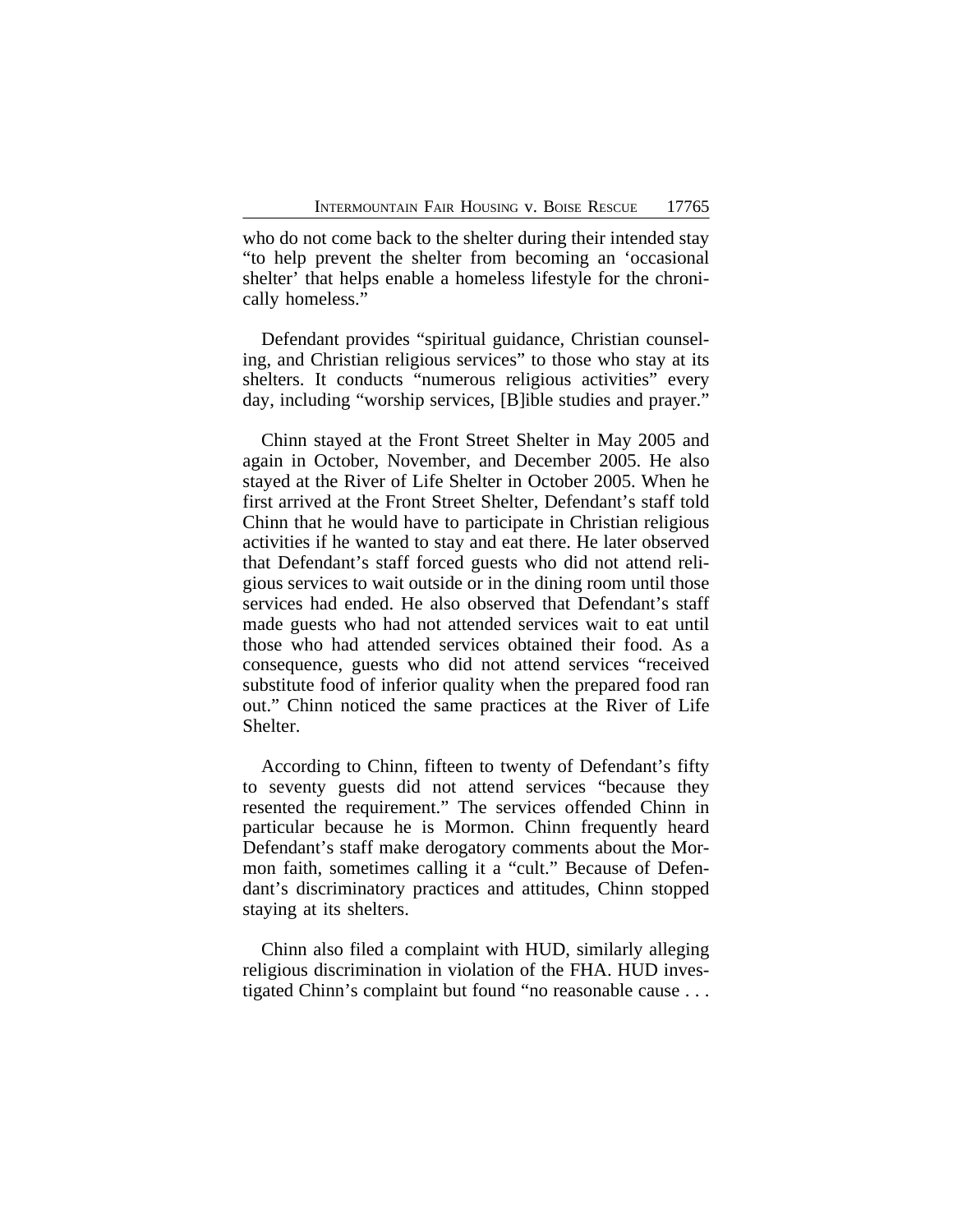who do not come back to the shelter during their intended stay "to help prevent the shelter from becoming an 'occasional shelter' that helps enable a homeless lifestyle for the chronically homeless."

Defendant provides "spiritual guidance, Christian counseling, and Christian religious services" to those who stay at its shelters. It conducts "numerous religious activities" every day, including "worship services, [B]ible studies and prayer."

Chinn stayed at the Front Street Shelter in May 2005 and again in October, November, and December 2005. He also stayed at the River of Life Shelter in October 2005. When he first arrived at the Front Street Shelter, Defendant's staff told Chinn that he would have to participate in Christian religious activities if he wanted to stay and eat there. He later observed that Defendant's staff forced guests who did not attend religious services to wait outside or in the dining room until those services had ended. He also observed that Defendant's staff made guests who had not attended services wait to eat until those who had attended services obtained their food. As a consequence, guests who did not attend services "received substitute food of inferior quality when the prepared food ran out." Chinn noticed the same practices at the River of Life Shelter.

According to Chinn, fifteen to twenty of Defendant's fifty to seventy guests did not attend services "because they resented the requirement." The services offended Chinn in particular because he is Mormon. Chinn frequently heard Defendant's staff make derogatory comments about the Mormon faith, sometimes calling it a "cult." Because of Defendant's discriminatory practices and attitudes, Chinn stopped staying at its shelters.

Chinn also filed a complaint with HUD, similarly alleging religious discrimination in violation of the FHA. HUD investigated Chinn's complaint but found "no reasonable cause . . .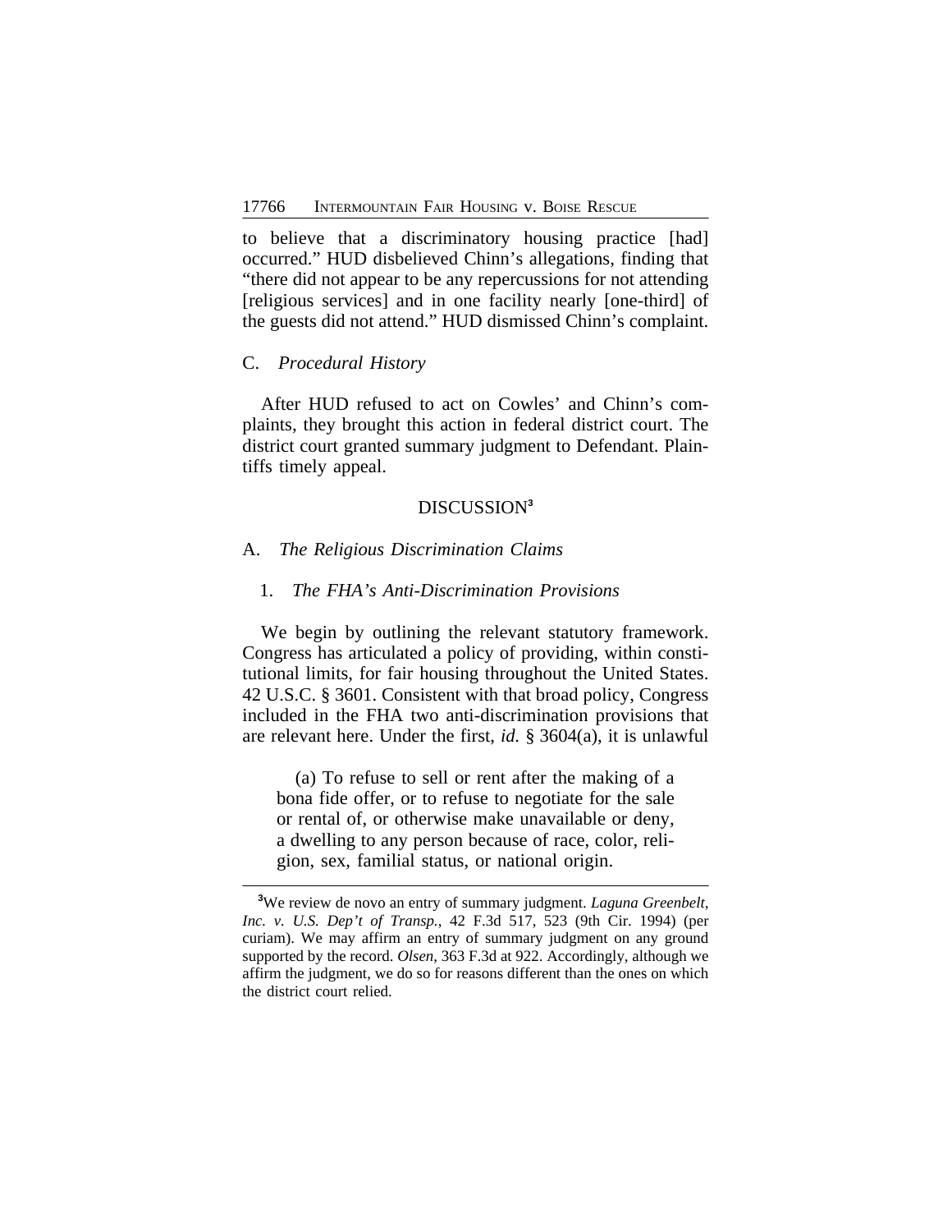to believe that a discriminatory housing practice [had] occurred." HUD disbelieved Chinn's allegations, finding that "there did not appear to be any repercussions for not attending [religious services] and in one facility nearly [one-third] of the guests did not attend." HUD dismissed Chinn's complaint.

C. *Procedural History*

After HUD refused to act on Cowles' and Chinn's complaints, they brought this action in federal district court. The district court granted summary judgment to Defendant. Plaintiffs timely appeal.

DISCUSSION[3]

A. *The Religious Discrimination Claims*

1. *The FHA's Anti-Discrimination Provisions*

We begin by outlining the relevant statutory framework. Congress has articulated a policy of providing, within constitutional limits, for fair housing throughout the United States. 42 U.S.C. § 3601. Consistent with that broad policy, Congress included in the FHA two anti-discrimination provisions that are relevant here. Under the first, *id.* § 3604(a), it is unlawful

> (a) To refuse to sell or rent after the making of a bona fide offer, or to refuse to negotiate for the sale or rental of, or otherwise make unavailable or deny, a dwelling to any person because of race, color, religion, sex, familial status, or national origin.

---

[3]We review de novo an entry of summary judgment. *Laguna Greenbelt, Inc. v. U.S. Dep't of Transp.*, 42 F.3d 517, 523 (9th Cir. 1994) (per curiam). We may affirm an entry of summary judgment on any ground supported by the record. *Olsen*, 363 F.3d at 922. Accordingly, although we affirm the judgment, we do so for reasons different than the ones on which the district court relied.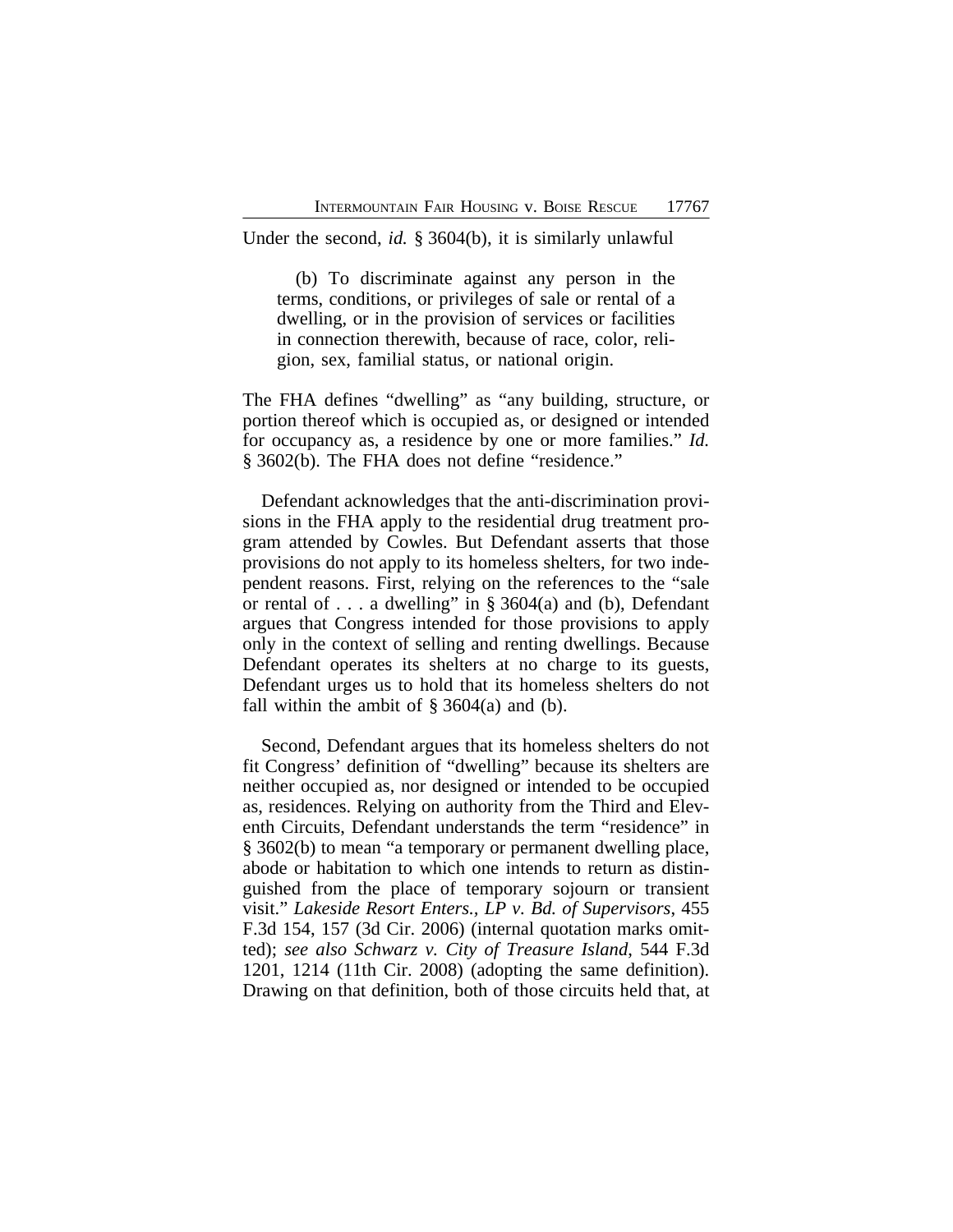Under the second, *id.* § 3604(b), it is similarly unlawful

> (b) To discriminate against any person in the terms, conditions, or privileges of sale or rental of a dwelling, or in the provision of services or facilities in connection therewith, because of race, color, religion, sex, familial status, or national origin.

The FHA defines "dwelling" as "any building, structure, or portion thereof which is occupied as, or designed or intended for occupancy as, a residence by one or more families." *Id.* § 3602(b). The FHA does not define "residence."

Defendant acknowledges that the anti-discrimination provisions in the FHA apply to the residential drug treatment program attended by Cowles. But Defendant asserts that those provisions do not apply to its homeless shelters, for two independent reasons. First, relying on the references to the "sale or rental of . . . a dwelling" in § 3604(a) and (b), Defendant argues that Congress intended for those provisions to apply only in the context of selling and renting dwellings. Because Defendant operates its shelters at no charge to its guests, Defendant urges us to hold that its homeless shelters do not fall within the ambit of § 3604(a) and (b).

Second, Defendant argues that its homeless shelters do not fit Congress' definition of "dwelling" because its shelters are neither occupied as, nor designed or intended to be occupied as, residences. Relying on authority from the Third and Eleventh Circuits, Defendant understands the term "residence" in § 3602(b) to mean "a temporary or permanent dwelling place, abode or habitation to which one intends to return as distinguished from the place of temporary sojourn or transient visit." *Lakeside Resort Enters., LP v. Bd. of Supervisors*, 455 F.3d 154, 157 (3d Cir. 2006) (internal quotation marks omitted); *see also Schwarz v. City of Treasure Island*, 544 F.3d 1201, 1214 (11th Cir. 2008) (adopting the same definition). Drawing on that definition, both of those circuits held that, at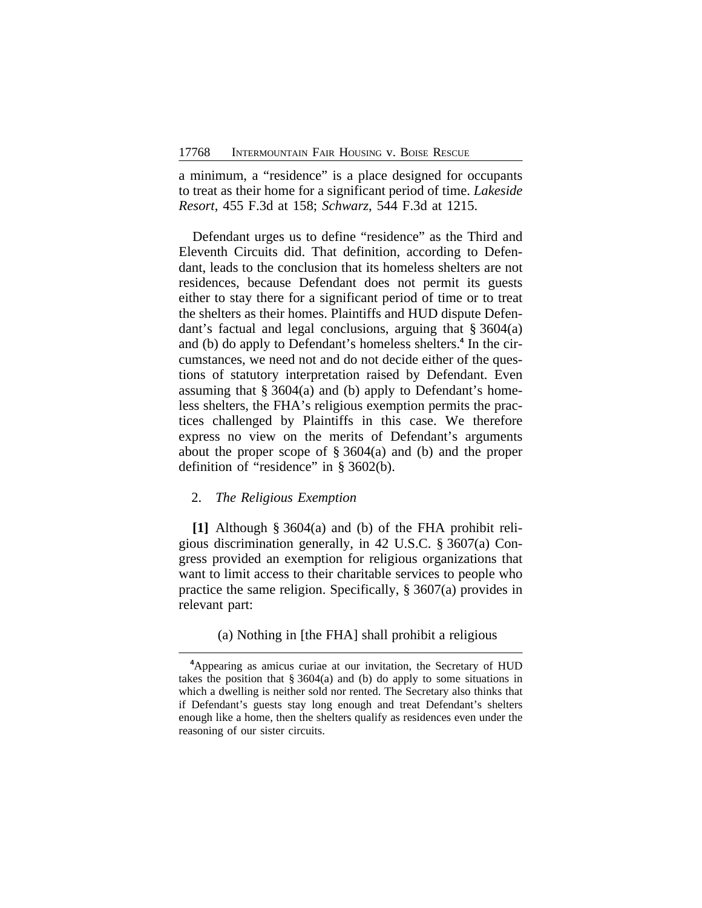a minimum, a "residence" is a place designed for occupants to treat as their home for a significant period of time. *Lakeside Resort*, 455 F.3d at 158; *Schwarz*, 544 F.3d at 1215.

Defendant urges us to define "residence" as the Third and Eleventh Circuits did. That definition, according to Defendant, leads to the conclusion that its homeless shelters are not residences, because Defendant does not permit its guests either to stay there for a significant period of time or to treat the shelters as their homes. Plaintiffs and HUD dispute Defendant's factual and legal conclusions, arguing that § 3604(a) and (b) do apply to Defendant's homeless shelters.[4] In the circumstances, we need not and do not decide either of the questions of statutory interpretation raised by Defendant. Even assuming that § 3604(a) and (b) apply to Defendant's homeless shelters, the FHA's religious exemption permits the practices challenged by Plaintiffs in this case. We therefore express no view on the merits of Defendant's arguments about the proper scope of § 3604(a) and (b) and the proper definition of "residence" in § 3602(b).

2. *The Religious Exemption*

**[1]** Although § 3604(a) and (b) of the FHA prohibit religious discrimination generally, in 42 U.S.C. § 3607(a) Congress provided an exemption for religious organizations that want to limit access to their charitable services to people who practice the same religion. Specifically, § 3607(a) provides in relevant part:

> (a) Nothing in [the FHA] shall prohibit a religious

---

[4]Appearing as amicus curiae at our invitation, the Secretary of HUD takes the position that § 3604(a) and (b) do apply to some situations in which a dwelling is neither sold nor rented. The Secretary also thinks that if Defendant's guests stay long enough and treat Defendant's shelters enough like a home, then the shelters qualify as residences even under the reasoning of our sister circuits.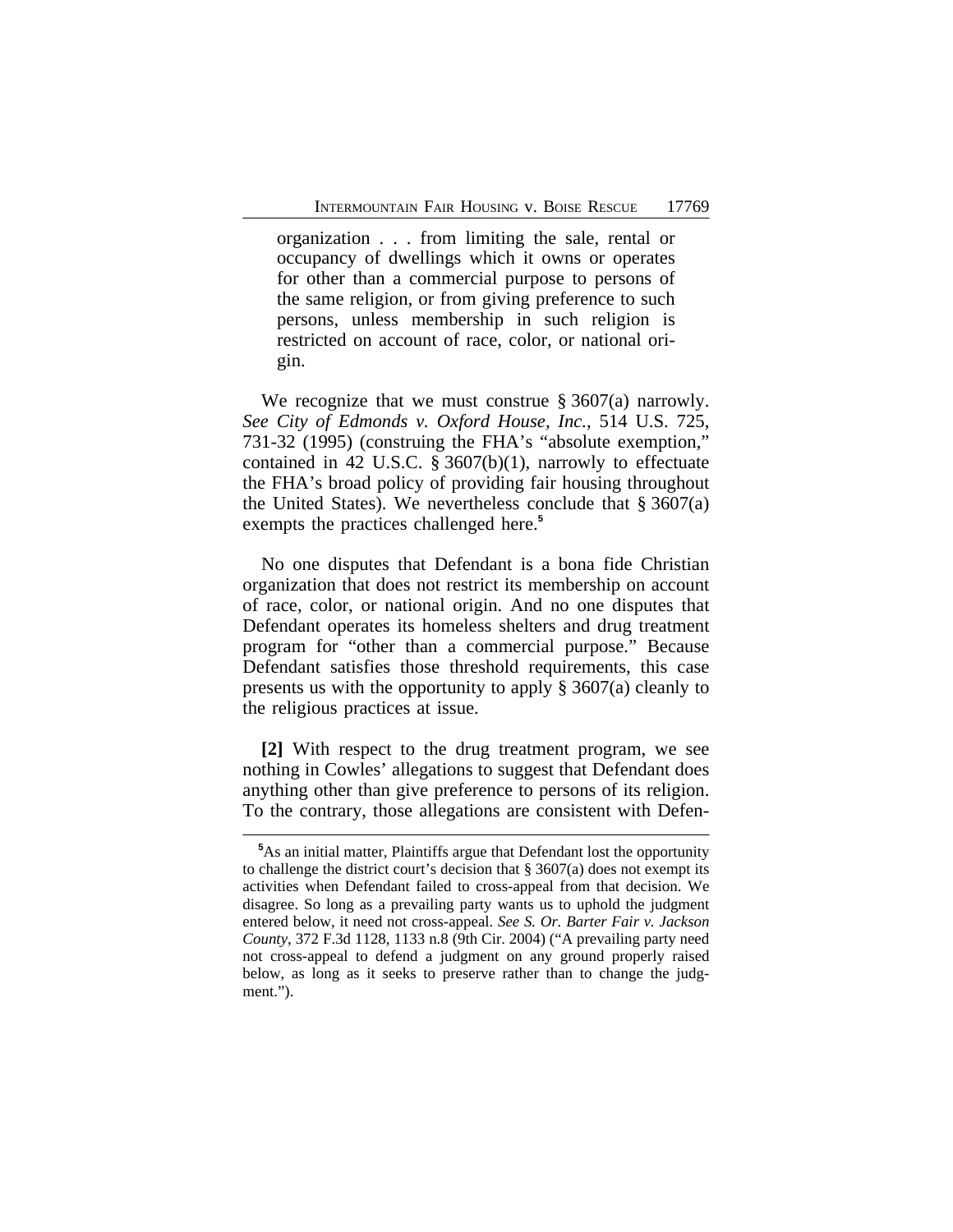> organization . . . from limiting the sale, rental or occupancy of dwellings which it owns or operates for other than a commercial purpose to persons of the same religion, or from giving preference to such persons, unless membership in such religion is restricted on account of race, color, or national origin.

We recognize that we must construe § 3607(a) narrowly. *See City of Edmonds v. Oxford House, Inc.*, 514 U.S. 725, 731-32 (1995) (construing the FHA's "absolute exemption," contained in 42 U.S.C. § 3607(b)(1), narrowly to effectuate the FHA's broad policy of providing fair housing throughout the United States). We nevertheless conclude that § 3607(a) exempts the practices challenged here.[5]

No one disputes that Defendant is a bona fide Christian organization that does not restrict its membership on account of race, color, or national origin. And no one disputes that Defendant operates its homeless shelters and drug treatment program for "other than a commercial purpose." Because Defendant satisfies those threshold requirements, this case presents us with the opportunity to apply § 3607(a) cleanly to the religious practices at issue.

**[2]** With respect to the drug treatment program, we see nothing in Cowles' allegations to suggest that Defendant does anything other than give preference to persons of its religion. To the contrary, those allegations are consistent with Defen-

---

[5] As an initial matter, Plaintiffs argue that Defendant lost the opportunity to challenge the district court's decision that § 3607(a) does not exempt its activities when Defendant failed to cross-appeal from that decision. We disagree. So long as a prevailing party wants us to uphold the judgment entered below, it need not cross-appeal. *See S. Or. Barter Fair v. Jackson County*, 372 F.3d 1128, 1133 n.8 (9th Cir. 2004) ("A prevailing party need not cross-appeal to defend a judgment on any ground properly raised below, as long as it seeks to preserve rather than to change the judgment.").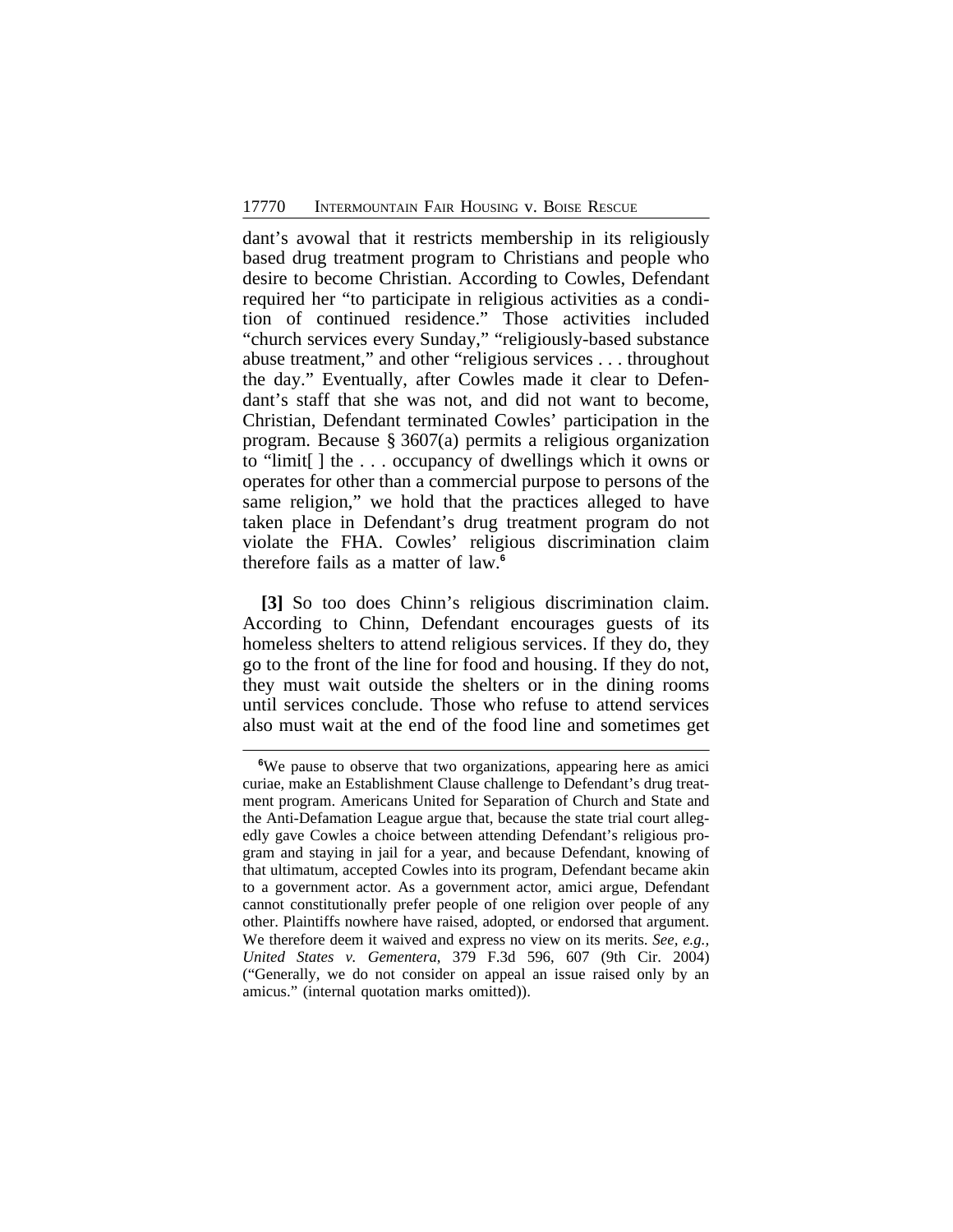dant's avowal that it restricts membership in its religiously based drug treatment program to Christians and people who desire to become Christian. According to Cowles, Defendant required her "to participate in religious activities as a condition of continued residence." Those activities included "church services every Sunday," "religiously-based substance abuse treatment," and other "religious services . . . throughout the day." Eventually, after Cowles made it clear to Defendant's staff that she was not, and did not want to become, Christian, Defendant terminated Cowles' participation in the program. Because § 3607(a) permits a religious organization to "limit[ ] the . . . occupancy of dwellings which it owns or operates for other than a commercial purpose to persons of the same religion," we hold that the practices alleged to have taken place in Defendant's drug treatment program do not violate the FHA. Cowles' religious discrimination claim therefore fails as a matter of law.[6]

**[3]** So too does Chinn's religious discrimination claim. According to Chinn, Defendant encourages guests of its homeless shelters to attend religious services. If they do, they go to the front of the line for food and housing. If they do not, they must wait outside the shelters or in the dining rooms until services conclude. Those who refuse to attend services also must wait at the end of the food line and sometimes get

---

[6]We pause to observe that two organizations, appearing here as amici curiae, make an Establishment Clause challenge to Defendant's drug treatment program. Americans United for Separation of Church and State and the Anti-Defamation League argue that, because the state trial court allegedly gave Cowles a choice between attending Defendant's religious program and staying in jail for a year, and because Defendant, knowing of that ultimatum, accepted Cowles into its program, Defendant became akin to a government actor. As a government actor, amici argue, Defendant cannot constitutionally prefer people of one religion over people of any other. Plaintiffs nowhere have raised, adopted, or endorsed that argument. We therefore deem it waived and express no view on its merits. *See, e.g., United States v. Gementera*, 379 F.3d 596, 607 (9th Cir. 2004) ("Generally, we do not consider on appeal an issue raised only by an amicus." (internal quotation marks omitted)).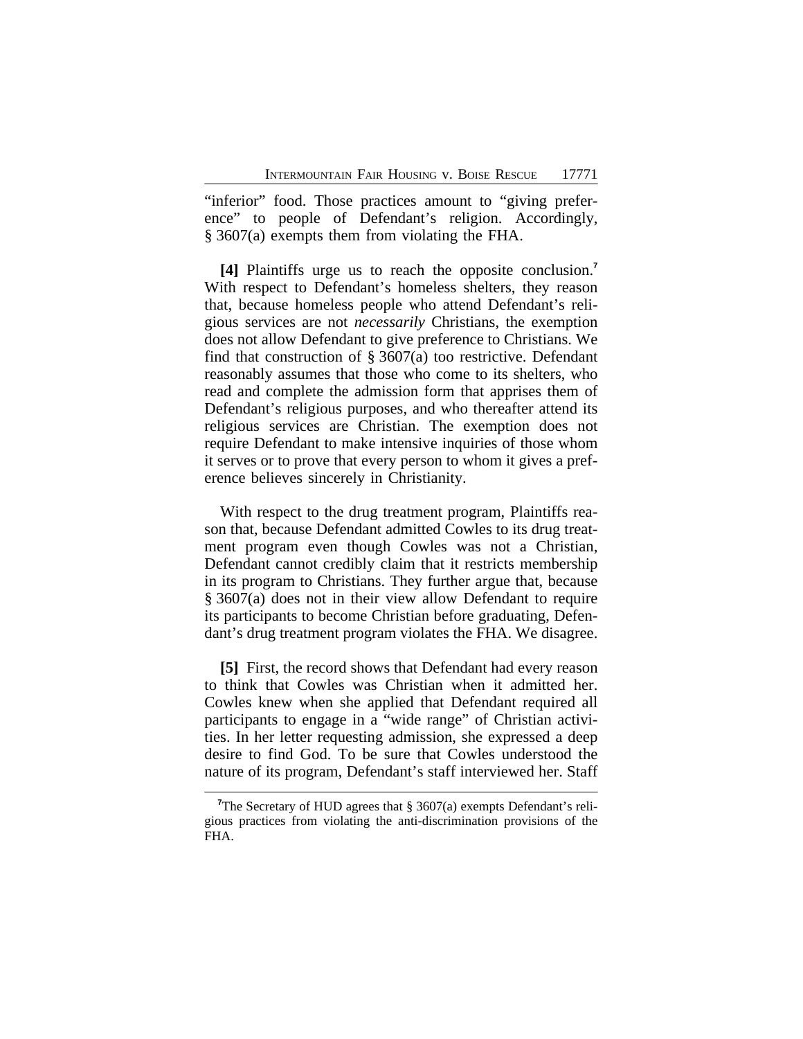"inferior" food. Those practices amount to "giving preference" to people of Defendant's religion. Accordingly, § 3607(a) exempts them from violating the FHA.

**[4]** Plaintiffs urge us to reach the opposite conclusion.[7] With respect to Defendant's homeless shelters, they reason that, because homeless people who attend Defendant's religious services are not *necessarily* Christians, the exemption does not allow Defendant to give preference to Christians. We find that construction of § 3607(a) too restrictive. Defendant reasonably assumes that those who come to its shelters, who read and complete the admission form that apprises them of Defendant's religious purposes, and who thereafter attend its religious services are Christian. The exemption does not require Defendant to make intensive inquiries of those whom it serves or to prove that every person to whom it gives a preference believes sincerely in Christianity.

With respect to the drug treatment program, Plaintiffs reason that, because Defendant admitted Cowles to its drug treatment program even though Cowles was not a Christian, Defendant cannot credibly claim that it restricts membership in its program to Christians. They further argue that, because § 3607(a) does not in their view allow Defendant to require its participants to become Christian before graduating, Defendant's drug treatment program violates the FHA. We disagree.

**[5]** First, the record shows that Defendant had every reason to think that Cowles was Christian when it admitted her. Cowles knew when she applied that Defendant required all participants to engage in a "wide range" of Christian activities. In her letter requesting admission, she expressed a deep desire to find God. To be sure that Cowles understood the nature of its program, Defendant's staff interviewed her. Staff

[7]The Secretary of HUD agrees that § 3607(a) exempts Defendant's religious practices from violating the anti-discrimination provisions of the FHA.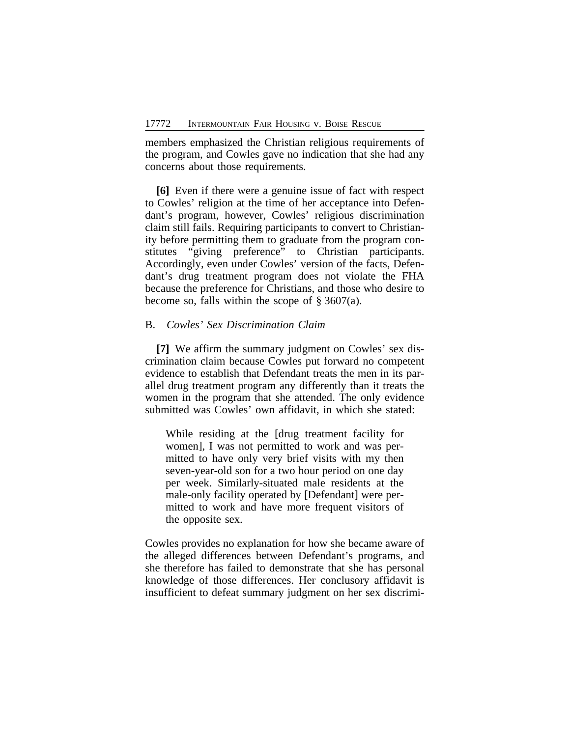members emphasized the Christian religious requirements of the program, and Cowles gave no indication that she had any concerns about those requirements.

**[6]** Even if there were a genuine issue of fact with respect to Cowles' religion at the time of her acceptance into Defendant's program, however, Cowles' religious discrimination claim still fails. Requiring participants to convert to Christianity before permitting them to graduate from the program constitutes "giving preference" to Christian participants. Accordingly, even under Cowles' version of the facts, Defendant's drug treatment program does not violate the FHA because the preference for Christians, and those who desire to become so, falls within the scope of § 3607(a).

B. *Cowles' Sex Discrimination Claim*

**[7]** We affirm the summary judgment on Cowles' sex discrimination claim because Cowles put forward no competent evidence to establish that Defendant treats the men in its parallel drug treatment program any differently than it treats the women in the program that she attended. The only evidence submitted was Cowles' own affidavit, in which she stated:

> While residing at the [drug treatment facility for women], I was not permitted to work and was permitted to have only very brief visits with my then seven-year-old son for a two hour period on one day per week. Similarly-situated male residents at the male-only facility operated by [Defendant] were permitted to work and have more frequent visitors of the opposite sex.

Cowles provides no explanation for how she became aware of the alleged differences between Defendant's programs, and she therefore has failed to demonstrate that she has personal knowledge of those differences. Her conclusory affidavit is insufficient to defeat summary judgment on her sex discrimi-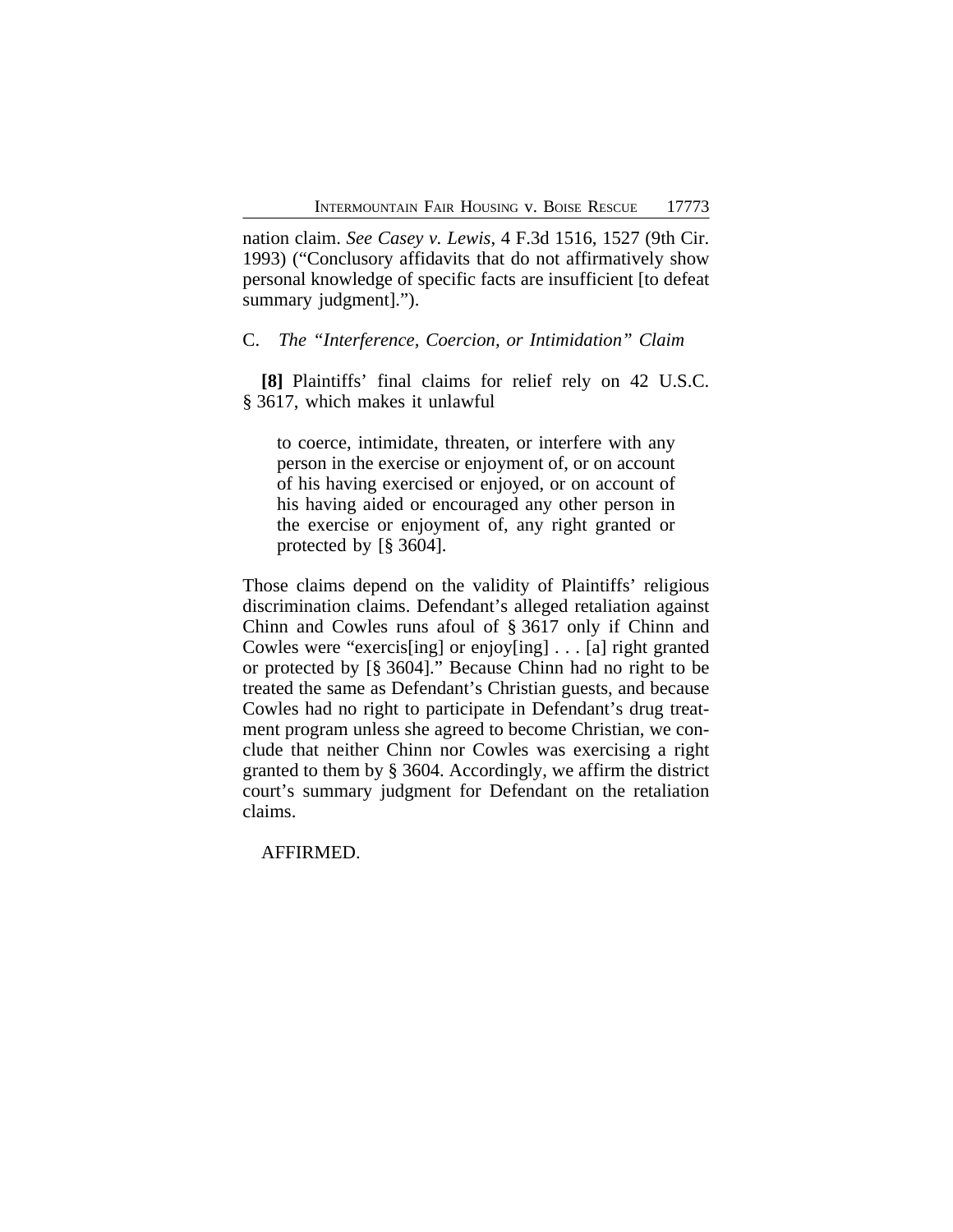nation claim. *See Casey v. Lewis*, 4 F.3d 1516, 1527 (9th Cir. 1993) ("Conclusory affidavits that do not affirmatively show personal knowledge of specific facts are insufficient [to defeat summary judgment].").

### C. *The "Interference, Coercion, or Intimidation" Claim*

**[8]** Plaintiffs' final claims for relief rely on 42 U.S.C. § 3617, which makes it unlawful

> to coerce, intimidate, threaten, or interfere with any person in the exercise or enjoyment of, or on account of his having exercised or enjoyed, or on account of his having aided or encouraged any other person in the exercise or enjoyment of, any right granted or protected by [§ 3604].

Those claims depend on the validity of Plaintiffs' religious discrimination claims. Defendant's alleged retaliation against Chinn and Cowles runs afoul of § 3617 only if Chinn and Cowles were "exercis[ing] or enjoy[ing] . . . [a] right granted or protected by [§ 3604]." Because Chinn had no right to be treated the same as Defendant's Christian guests, and because Cowles had no right to participate in Defendant's drug treatment program unless she agreed to become Christian, we conclude that neither Chinn nor Cowles was exercising a right granted to them by § 3604. Accordingly, we affirm the district court's summary judgment for Defendant on the retaliation claims.

AFFIRMED.